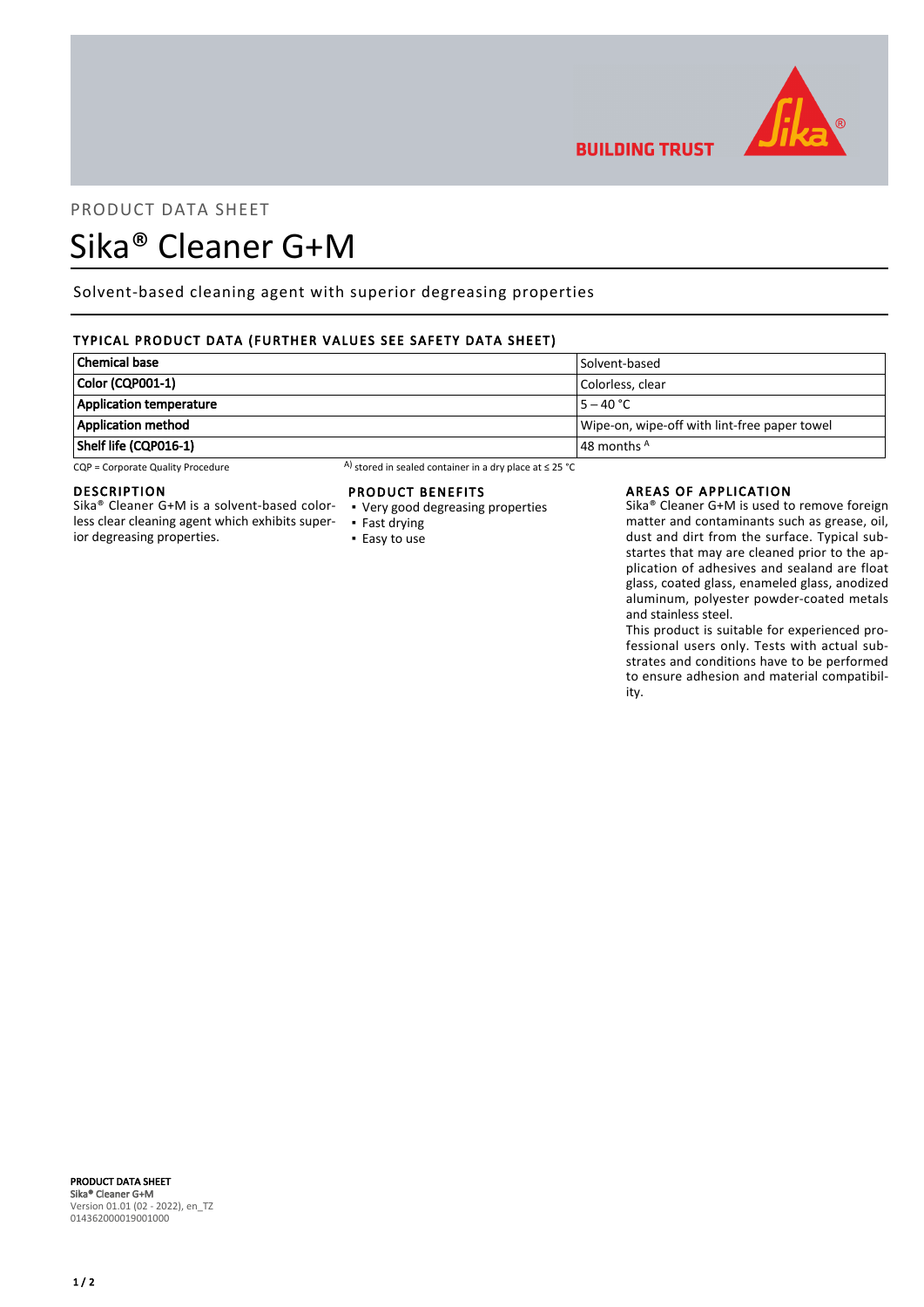PRODUCT DATA SHEET

# Sika® Cleaner G+M

Solvent-based cleaning agent with superior degreasing properties

## TYPICAL PRODUCT DATA (FURTHER VALUES SEE SAFETY DATA SHEET)

| | |
|---|---|
| **Chemical base** | Solvent-based |
| **Color (CQP001-1)** | Colorless, clear |
| **Application temperature** | 5 – 40 °C |
| **Application method** | Wipe-on, wipe-off with lint-free paper towel |
| **Shelf life (CQP016-1)** | 48 months [A] |

CQP = Corporate Quality Procedure    [A)] stored in sealed container in a dry place at ≤ 25 °C

## DESCRIPTION

Sika® Cleaner G+M is a solvent-based colorless clear cleaning agent which exhibits superior degreasing properties.

## PRODUCT BENEFITS

- Very good degreasing properties
- Fast drying
- Easy to use

## AREAS OF APPLICATION

Sika® Cleaner G+M is used to remove foreign matter and contaminants such as grease, oil, dust and dirt from the surface. Typical substartes that may are cleaned prior to the application of adhesives and sealand are float glass, coated glass, enameled glass, anodized aluminum, polyester powder-coated metals and stainless steel.

This product is suitable for experienced professional users only. Tests with actual substrates and conditions have to be performed to ensure adhesion and material compatibility.

**PRODUCT DATA SHEET**
Sika® Cleaner G+M
Version 01.01 (02 - 2022), en_TZ
014362000019001000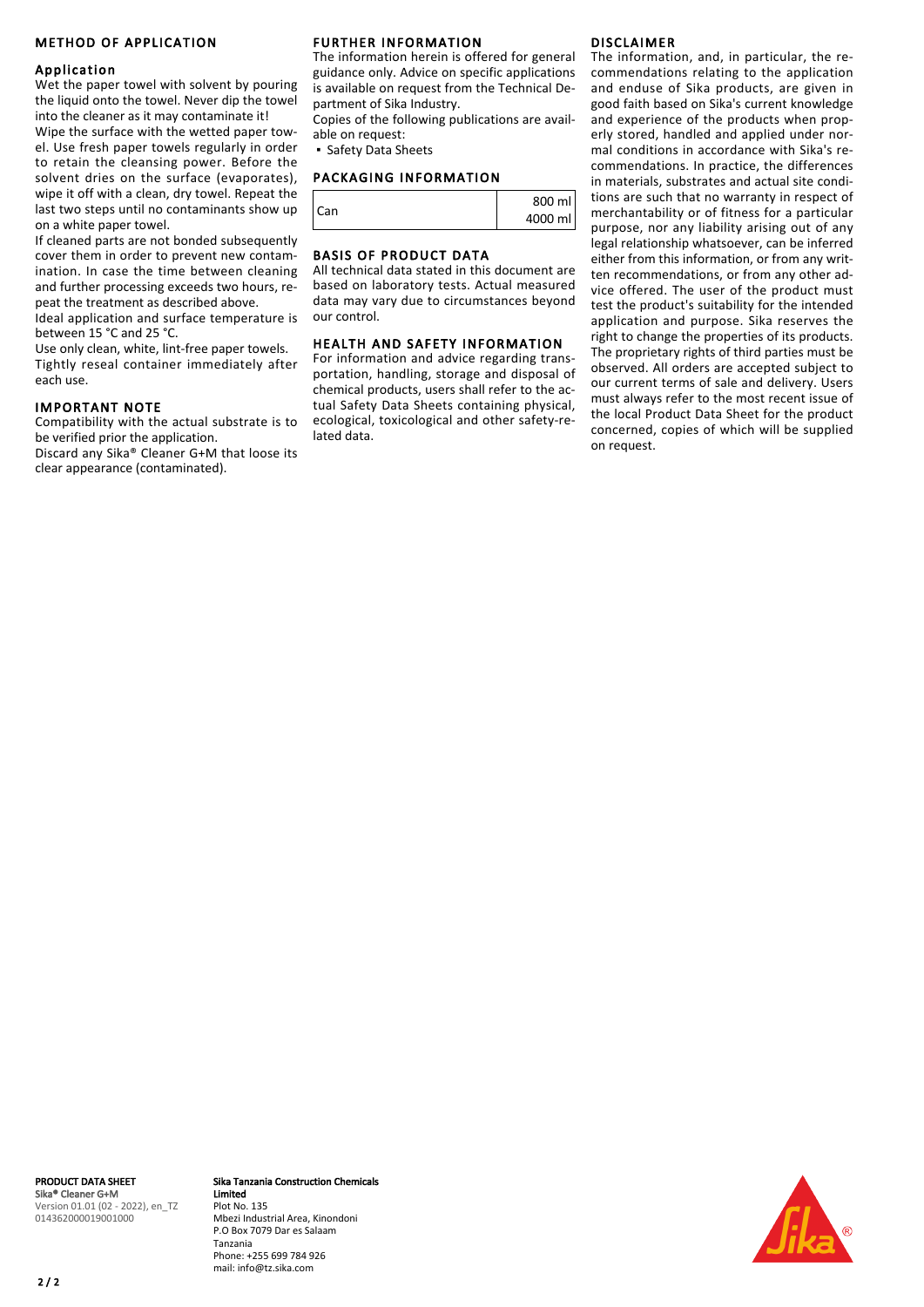## METHOD OF APPLICATION

### Application

Wet the paper towel with solvent by pouring the liquid onto the towel. Never dip the towel into the cleaner as it may contaminate it!

Wipe the surface with the wetted paper towel. Use fresh paper towels regularly in order to retain the cleansing power. Before the solvent dries on the surface (evaporates), wipe it off with a clean, dry towel. Repeat the last two steps until no contaminants show up on a white paper towel.

If cleaned parts are not bonded subsequently cover them in order to prevent new contamination. In case the time between cleaning and further processing exceeds two hours, repeat the treatment as described above.

Ideal application and surface temperature is between 15 °C and 25 °C.

Use only clean, white, lint-free paper towels.

Tightly reseal container immediately after each use.

## IMPORTANT NOTE

Compatibility with the actual substrate is to be verified prior the application.

Discard any Sika® Cleaner G+M that loose its clear appearance (contaminated).

## FURTHER INFORMATION

The information herein is offered for general guidance only. Advice on specific applications is available on request from the Technical Department of Sika Industry.

Copies of the following publications are available on request:

- Safety Data Sheets

## PACKAGING INFORMATION

| | |
|---|---|
| Can | 800 ml<br>4000 ml |

## BASIS OF PRODUCT DATA

All technical data stated in this document are based on laboratory tests. Actual measured data may vary due to circumstances beyond our control.

## HEALTH AND SAFETY INFORMATION

For information and advice regarding transportation, handling, storage and disposal of chemical products, users shall refer to the actual Safety Data Sheets containing physical, ecological, toxicological and other safety-related data.

## DISCLAIMER

The information, and, in particular, the recommendations relating to the application and enduse of Sika products, are given in good faith based on Sika's current knowledge and experience of the products when properly stored, handled and applied under normal conditions in accordance with Sika's recommendations. In practice, the differences in materials, substrates and actual site conditions are such that no warranty in respect of merchantability or of fitness for a particular purpose, nor any liability arising out of any legal relationship whatsoever, can be inferred either from this information, or from any written recommendations, or from any other advice offered. The user of the product must test the product's suitability for the intended application and purpose. Sika reserves the right to change the properties of its products. The proprietary rights of third parties must be observed. All orders are accepted subject to our current terms of sale and delivery. Users must always refer to the most recent issue of the local Product Data Sheet for the product concerned, copies of which will be supplied on request.

**PRODUCT DATA SHEET**
**Sika® Cleaner G+M**
Version 01.01 (02 - 2022), en_TZ
014362000019001000

**Sika Tanzania Construction Chemicals Limited**
Plot No. 135
Mbezi Industrial Area, Kinondoni
P.O Box 7079 Dar es Salaam
Tanzania
Phone: +255 699 784 926
mail: info@tz.sika.com